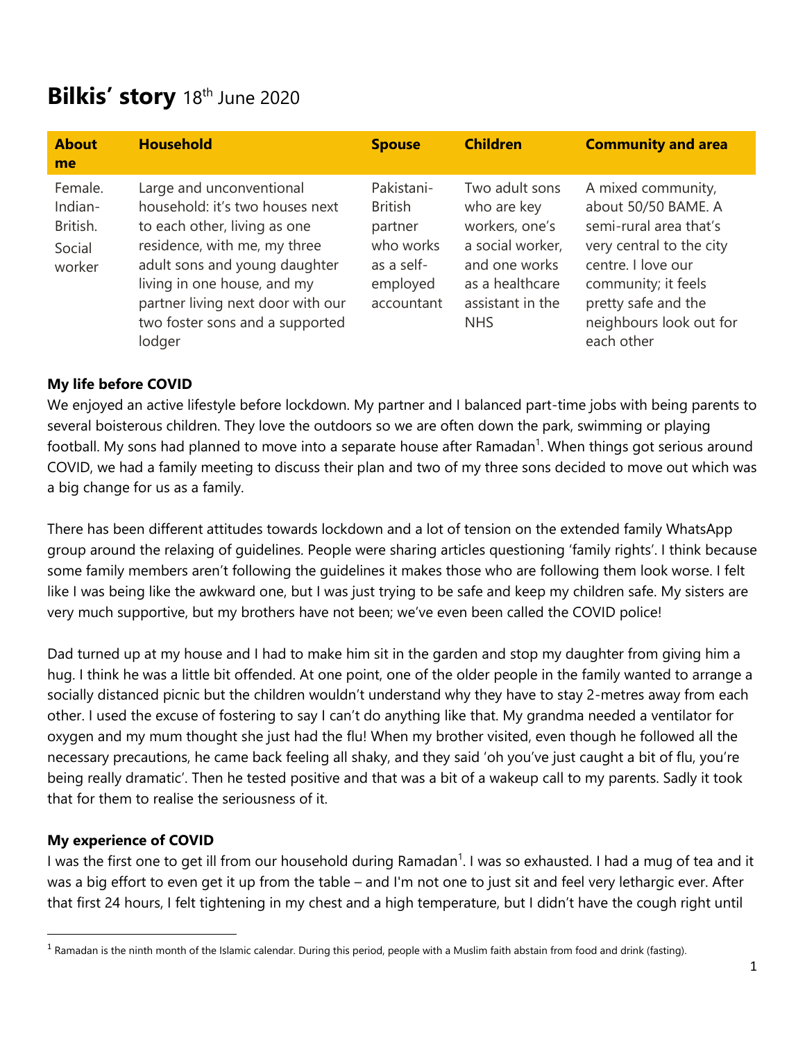# **Bilkis' story** 18th June 2020

| About me | Household | Spouse | Children | Community and area |
|---|---|---|---|---|
| Female. Indian-British. Social worker | Large and unconventional household: it's two houses next to each other, living as one residence, with me, my three adult sons and young daughter living in one house, and my partner living next door with our two foster sons and a supported lodger | Pakistani-British partner who works as a self-employed accountant | Two adult sons who are key workers, one's a social worker, and one works as a healthcare assistant in the NHS | A mixed community, about 50/50 BAME. A semi-rural area that's very central to the city centre. I love our community; it feels pretty safe and the neighbours look out for each other |

**My life before COVID**

We enjoyed an active lifestyle before lockdown. My partner and I balanced part-time jobs with being parents to several boisterous children. They love the outdoors so we are often down the park, swimming or playing football. My sons had planned to move into a separate house after Ramadan[1]. When things got serious around COVID, we had a family meeting to discuss their plan and two of my three sons decided to move out which was a big change for us as a family.

There has been different attitudes towards lockdown and a lot of tension on the extended family WhatsApp group around the relaxing of guidelines. People were sharing articles questioning 'family rights'. I think because some family members aren't following the guidelines it makes those who are following them look worse. I felt like I was being like the awkward one, but I was just trying to be safe and keep my children safe. My sisters are very much supportive, but my brothers have not been; we've even been called the COVID police!

Dad turned up at my house and I had to make him sit in the garden and stop my daughter from giving him a hug. I think he was a little bit offended. At one point, one of the older people in the family wanted to arrange a socially distanced picnic but the children wouldn't understand why they have to stay 2-metres away from each other. I used the excuse of fostering to say I can't do anything like that. My grandma needed a ventilator for oxygen and my mum thought she just had the flu! When my brother visited, even though he followed all the necessary precautions, he came back feeling all shaky, and they said 'oh you've just caught a bit of flu, you're being really dramatic'. Then he tested positive and that was a bit of a wakeup call to my parents. Sadly it took that for them to realise the seriousness of it.

**My experience of COVID**

I was the first one to get ill from our household during Ramadan[1]. I was so exhausted. I had a mug of tea and it was a big effort to even get it up from the table – and I'm not one to just sit and feel very lethargic ever. After that first 24 hours, I felt tightening in my chest and a high temperature, but I didn't have the cough right until

[1] Ramadan is the ninth month of the Islamic calendar. During this period, people with a Muslim faith abstain from food and drink (fasting).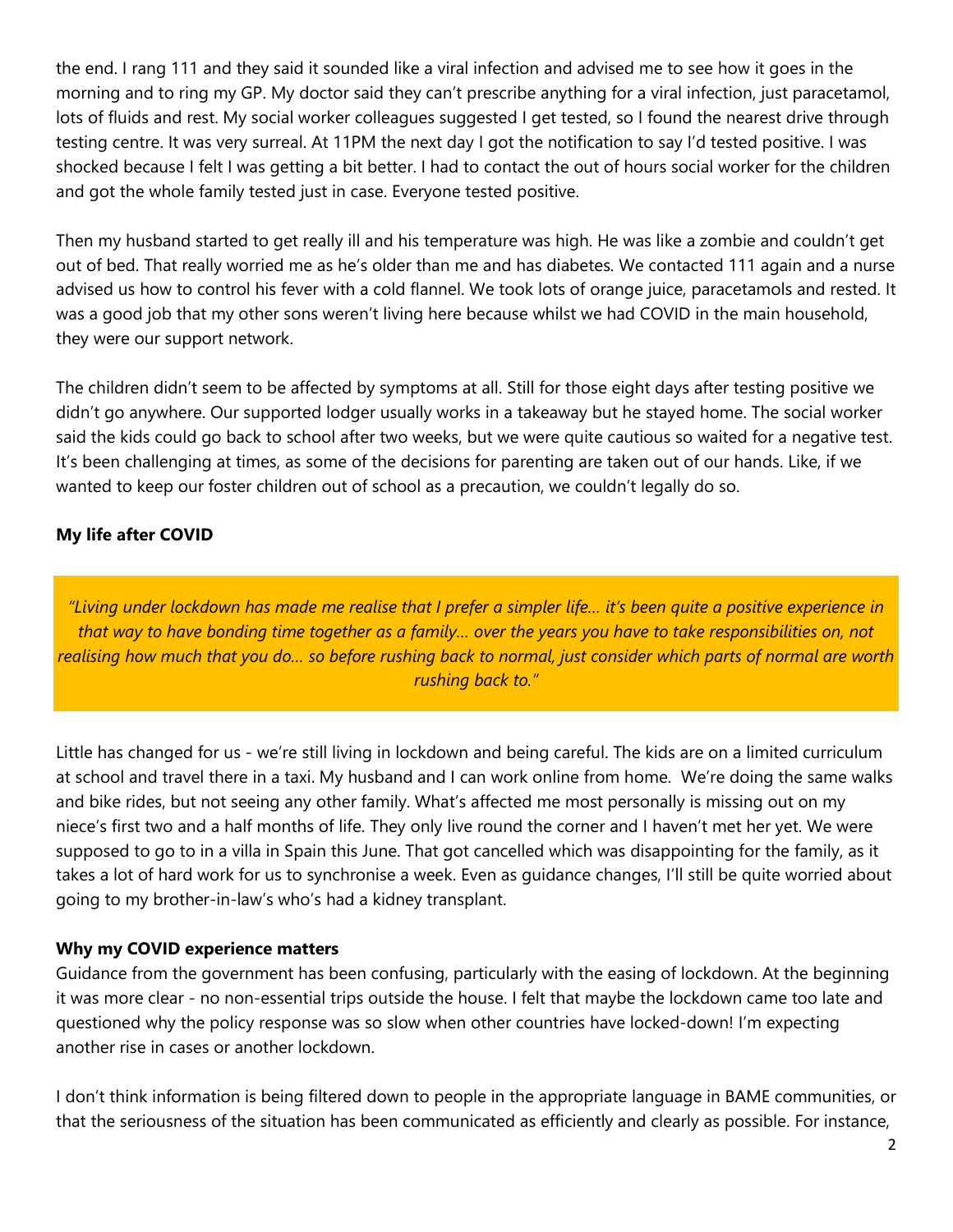the end. I rang 111 and they said it sounded like a viral infection and advised me to see how it goes in the morning and to ring my GP. My doctor said they can't prescribe anything for a viral infection, just paracetamol, lots of fluids and rest. My social worker colleagues suggested I get tested, so I found the nearest drive through testing centre. It was very surreal. At 11PM the next day I got the notification to say I'd tested positive. I was shocked because I felt I was getting a bit better. I had to contact the out of hours social worker for the children and got the whole family tested just in case. Everyone tested positive.

Then my husband started to get really ill and his temperature was high. He was like a zombie and couldn't get out of bed. That really worried me as he's older than me and has diabetes. We contacted 111 again and a nurse advised us how to control his fever with a cold flannel. We took lots of orange juice, paracetamols and rested. It was a good job that my other sons weren't living here because whilst we had COVID in the main household, they were our support network.

The children didn't seem to be affected by symptoms at all. Still for those eight days after testing positive we didn't go anywhere. Our supported lodger usually works in a takeaway but he stayed home. The social worker said the kids could go back to school after two weeks, but we were quite cautious so waited for a negative test. It's been challenging at times, as some of the decisions for parenting are taken out of our hands. Like, if we wanted to keep our foster children out of school as a precaution, we couldn't legally do so.

**My life after COVID**

*"Living under lockdown has made me realise that I prefer a simpler life… it's been quite a positive experience in that way to have bonding time together as a family… over the years you have to take responsibilities on, not realising how much that you do… so before rushing back to normal, just consider which parts of normal are worth rushing back to."*

Little has changed for us - we're still living in lockdown and being careful. The kids are on a limited curriculum at school and travel there in a taxi. My husband and I can work online from home. We're doing the same walks and bike rides, but not seeing any other family. What's affected me most personally is missing out on my niece's first two and a half months of life. They only live round the corner and I haven't met her yet. We were supposed to go to in a villa in Spain this June. That got cancelled which was disappointing for the family, as it takes a lot of hard work for us to synchronise a week. Even as guidance changes, I'll still be quite worried about going to my brother-in-law's who's had a kidney transplant.

**Why my COVID experience matters**

Guidance from the government has been confusing, particularly with the easing of lockdown. At the beginning it was more clear - no non-essential trips outside the house. I felt that maybe the lockdown came too late and questioned why the policy response was so slow when other countries have locked-down! I'm expecting another rise in cases or another lockdown.

I don't think information is being filtered down to people in the appropriate language in BAME communities, or that the seriousness of the situation has been communicated as efficiently and clearly as possible. For instance,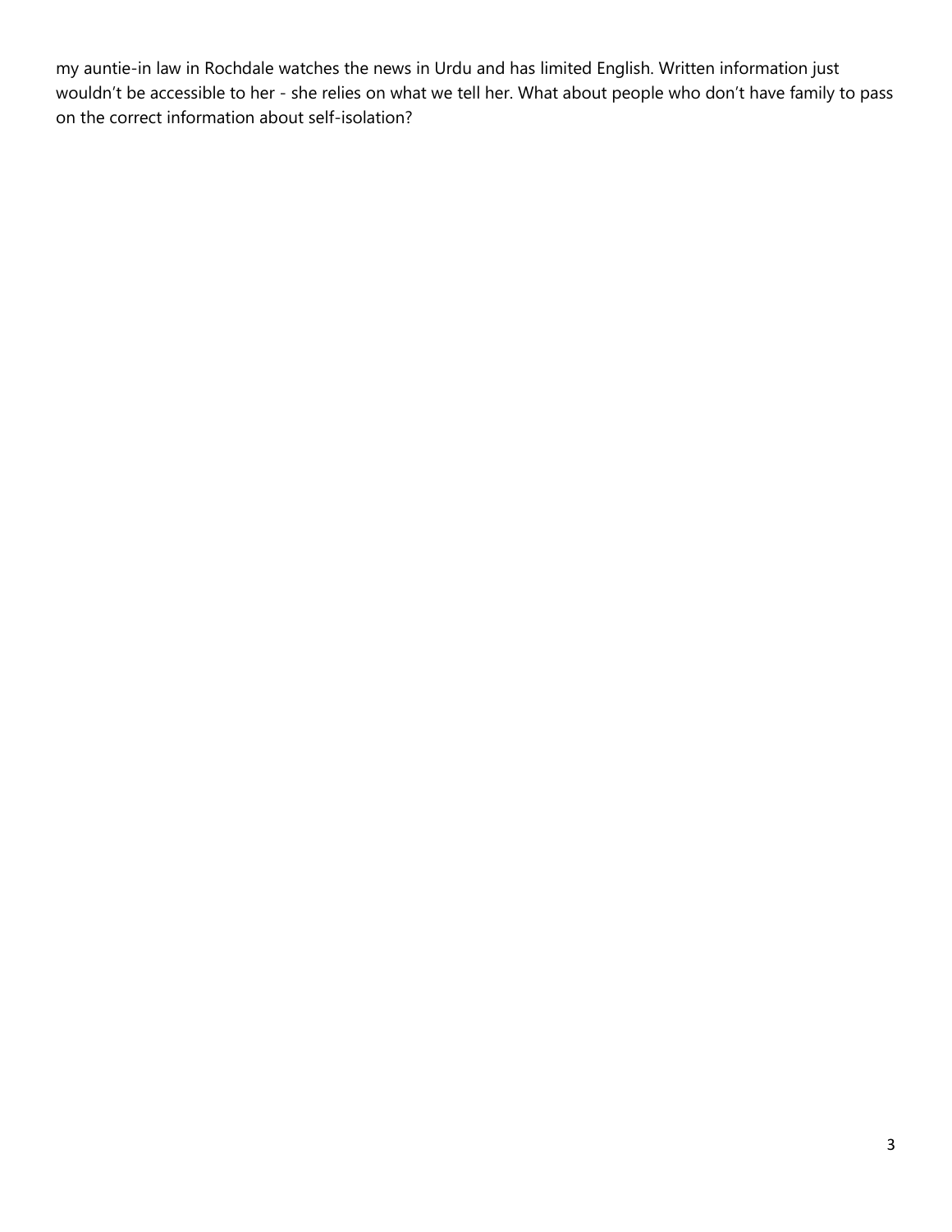my auntie-in law in Rochdale watches the news in Urdu and has limited English. Written information just wouldn't be accessible to her - she relies on what we tell her. What about people who don't have family to pass on the correct information about self-isolation?